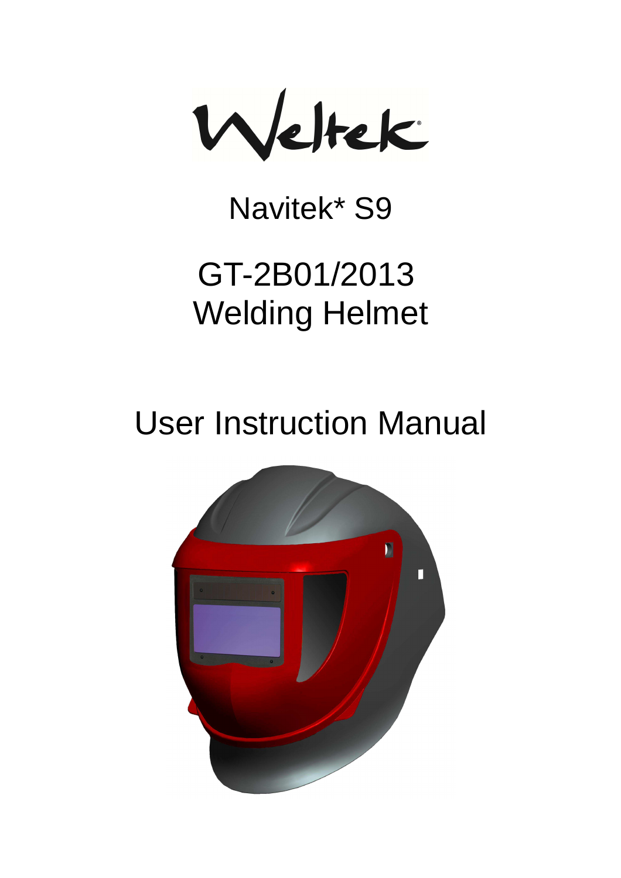Weltek

# Navitek* S9

# GT-2B01/2013 Welding Helmet

# User Instruction Manual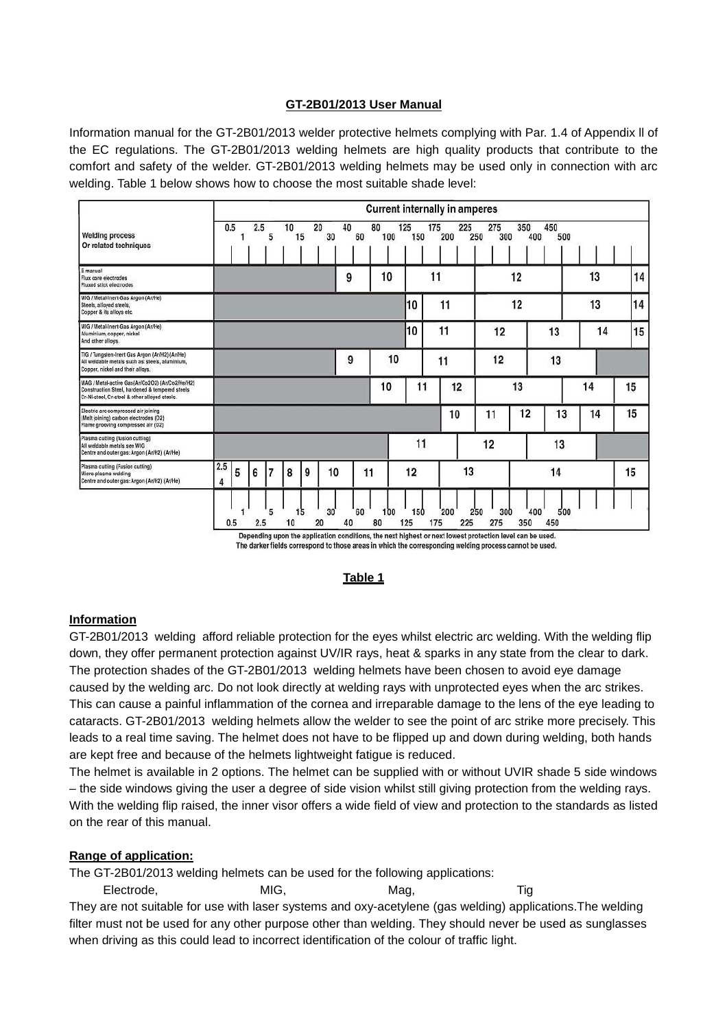**GT-2B01/2013 User Manual**

Information manual for the GT-2B01/2013 welder protective helmets complying with Par. 1.4 of Appendix ll of the EC regulations. The GT-2B01/2013 welding helmets are high quality products that contribute to the comfort and safety of the welder. GT-2B01/2013 welding helmets may be used only in connection with arc welding. Table 1 below shows how to choose the most suitable shade level:

| Welding process Or related techniques | Current internally in amperes: 0.5 – 2.5 | 5 – 15 | 20 – 30 | 40 – 60 | 80 – 100 | 125 – 150 | 175 – 200 | 225 – 250 | 275 – 300 | 350 – 400 | 450 – 500 | > 500 |
|---|---|---|---|---|---|---|---|---|---|---|---|---|
| E manual Flux core electrodes Fluxed stick electrodes | | | | 9 | 10 | 11 | 11 | 12 | 12 | 13 | 13 | 14 |
| MIG / Metal-Inert-Gas Argon (Ar/He) Steels, alloyed steels, Copper & its alloys etc. | | | | | | 10 | 11 | 12 | 12 | 13 | 13 | 14 |
| MIG / Metal-Inert-Gas Argon (Ar/He) Aluminium, copper, nickel And other alloys. | | | | | | 10 | 11 | 12 | 12 | 13 | 14 | 15 |
| TIG / Tungsten-Inert Gas Argon (Ar/H2) (Ar/He) All weldable metals such as: steels, aluminium, Copper, nickel and their alloys. | | | | 9 | 10 | 10 / 11 | 11 | 12 | 12 / 13 | 13 | | |
| MAG / Metal-active Gas (Ar/Co2O2) (Ar/Co2/He/H2) Construction Steel, hardened & tempered steels Cr-Ni-steel, Cr-steel & other alloyed steels. | | | | | 10 | 11 | 12 | 13 | 13 | 13 / 14 | 14 | 15 |
| Electric arc compressed air joining (Melt (oining) carbon electrodes (O2) Flame grooving compresses air (O2) | | | | | | | 10 | 11 | 12 | 13 | 14 | 15 |
| Plasma cutting (fusion cutting) All weldable metals see WIG Centre and outer gas: Argon (Ar/H2) (Ar/He) | | | | | | 11 | 11 | 12 | 12 / 13 | 13 | | |
| Plasma cutting (Fusion cutting) Micro-plasma welding Centre and outer gas: Argon (Ar/H2) (Ar/He) | 2.5 / 4 / 5 | 6 / 7 / 8 / 9 | 10 | 11 | 11 / 12 | 12 | 13 | 13 | 14 | 14 | 14 | 15 |

Depending upon the application conditions, the next highest or next lowest protection level can be used.
The darker fields correspond to those areas in which the corresponding welding process cannot be used.

**Table 1**

**Information**

GT-2B01/2013 welding afford reliable protection for the eyes whilst electric arc welding. With the welding flip down, they offer permanent protection against UV/IR rays, heat & sparks in any state from the clear to dark. The protection shades of the GT-2B01/2013 welding helmets have been chosen to avoid eye damage caused by the welding arc. Do not look directly at welding rays with unprotected eyes when the arc strikes. This can cause a painful inflammation of the cornea and irreparable damage to the lens of the eye leading to cataracts. GT-2B01/2013 welding helmets allow the welder to see the point of arc strike more precisely. This leads to a real time saving. The helmet does not have to be flipped up and down during welding, both hands are kept free and because of the helmets lightweight fatigue is reduced.

The helmet is available in 2 options. The helmet can be supplied with or without UVIR shade 5 side windows – the side windows giving the user a degree of side vision whilst still giving protection from the welding rays. With the welding flip raised, the inner visor offers a wide field of view and protection to the standards as listed on the rear of this manual.

**Range of application:**

The GT-2B01/2013 welding helmets can be used for the following applications:

Electrode, MIG, Mag, Tig

They are not suitable for use with laser systems and oxy-acetylene (gas welding) applications.The welding filter must not be used for any other purpose other than welding. They should never be used as sunglasses when driving as this could lead to incorrect identification of the colour of traffic light.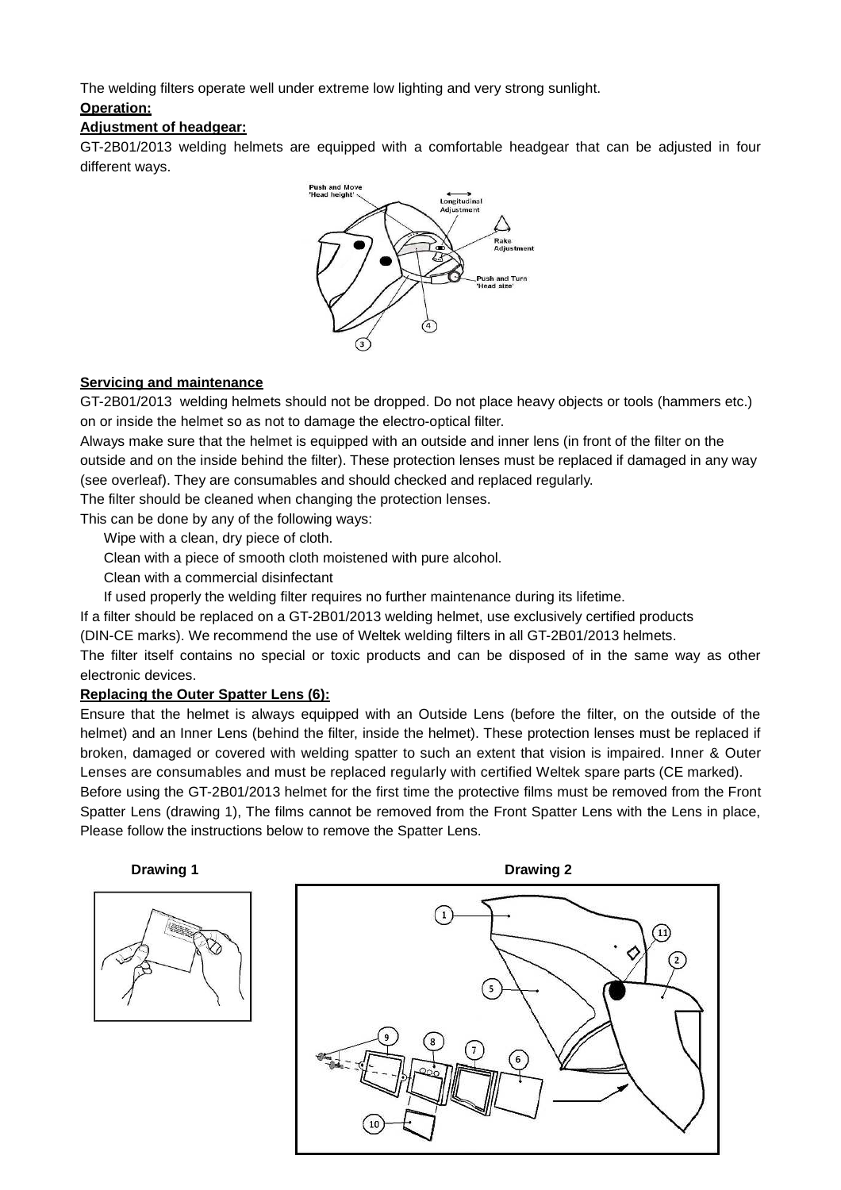The welding filters operate well under extreme low lighting and very strong sunlight.

**Operation:**

**Adjustment of headgear:**

GT-2B01/2013 welding helmets are equipped with a comfortable headgear that can be adjusted in four different ways.

Push and Move 'Head height'

Longitudinal Adjustment

Rake Adjustment

Push and Turn 'Head size'

**Servicing and maintenance**

GT-2B01/2013 welding helmets should not be dropped. Do not place heavy objects or tools (hammers etc.) on or inside the helmet so as not to damage the electro-optical filter.

Always make sure that the helmet is equipped with an outside and inner lens (in front of the filter on the outside and on the inside behind the filter). These protection lenses must be replaced if damaged in any way (see overleaf). They are consumables and should checked and replaced regularly.

The filter should be cleaned when changing the protection lenses.

This can be done by any of the following ways:

Wipe with a clean, dry piece of cloth.

Clean with a piece of smooth cloth moistened with pure alcohol.

Clean with a commercial disinfectant

If used properly the welding filter requires no further maintenance during its lifetime.

If a filter should be replaced on a GT-2B01/2013 welding helmet, use exclusively certified products (DIN-CE marks). We recommend the use of Weltek welding filters in all GT-2B01/2013 helmets.

The filter itself contains no special or toxic products and can be disposed of in the same way as other electronic devices.

**Replacing the Outer Spatter Lens (6):**

Ensure that the helmet is always equipped with an Outside Lens (before the filter, on the outside of the helmet) and an Inner Lens (behind the filter, inside the helmet). These protection lenses must be replaced if broken, damaged or covered with welding spatter to such an extent that vision is impaired. Inner & Outer Lenses are consumables and must be replaced regularly with certified Weltek spare parts (CE marked).

Before using the GT-2B01/2013 helmet for the first time the protective films must be removed from the Front Spatter Lens (drawing 1), The films cannot be removed from the Front Spatter Lens with the Lens in place, Please follow the instructions below to remove the Spatter Lens.

**Drawing 1**

**Drawing 2**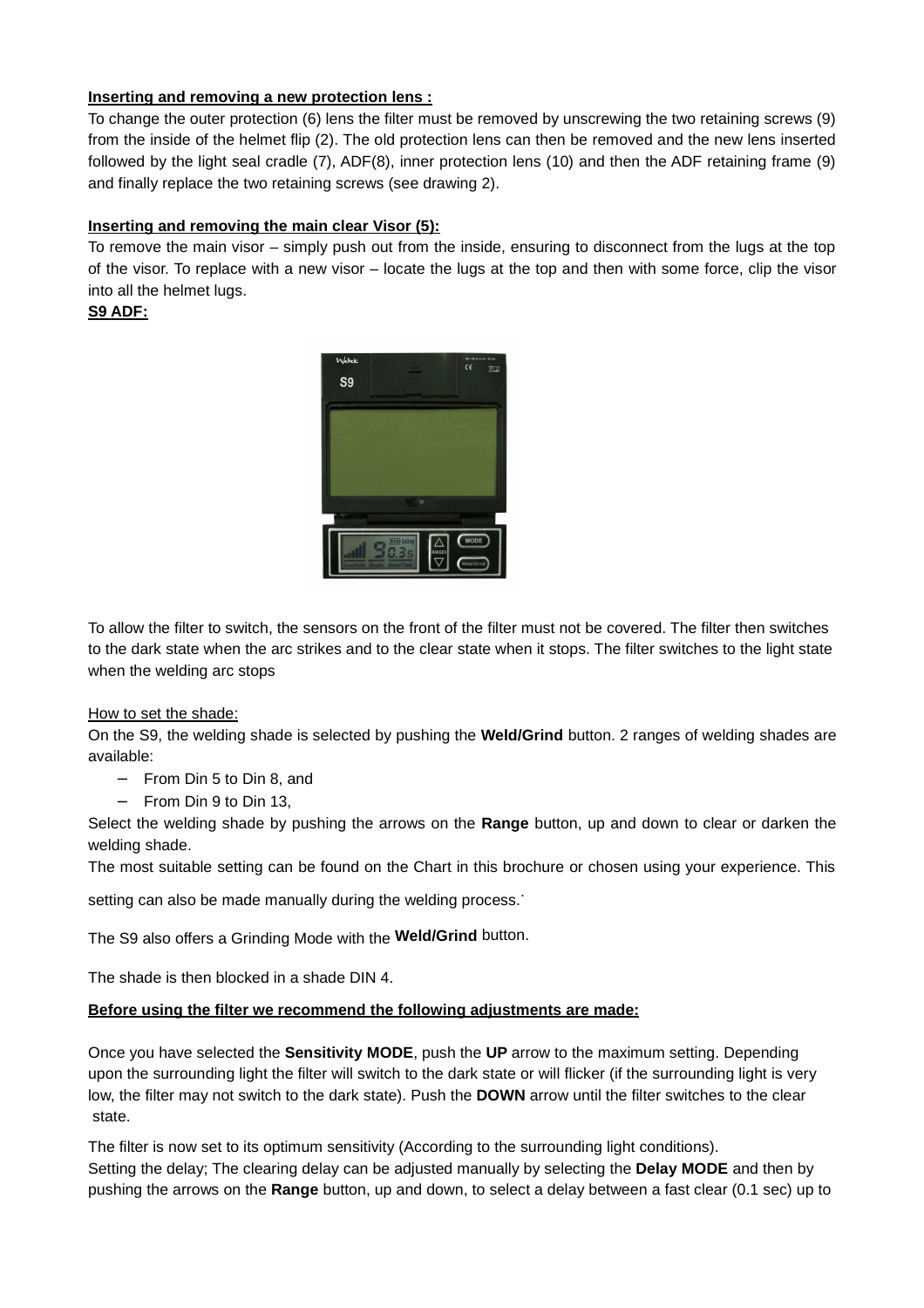**Inserting and removing a new protection lens :**

To change the outer protection (6) lens the filter must be removed by unscrewing the two retaining screws (9) from the inside of the helmet flip (2). The old protection lens can then be removed and the new lens inserted followed by the light seal cradle (7), ADF(8), inner protection lens (10) and then the ADF retaining frame (9) and finally replace the two retaining screws (see drawing 2).

**Inserting and removing the main clear Visor (5):**

To remove the main visor – simply push out from the inside, ensuring to disconnect from the lugs at the top of the visor. To replace with a new visor – locate the lugs at the top and then with some force, clip the visor into all the helmet lugs.

**S9 ADF:**

To allow the filter to switch, the sensors on the front of the filter must not be covered. The filter then switches to the dark state when the arc strikes and to the clear state when it stops. The filter switches to the light state when the welding arc stops

How to set the shade:

On the S9, the welding shade is selected by pushing the **Weld/Grind** button. 2 ranges of welding shades are available:

- From Din 5 to Din 8, and
- From Din 9 to Din 13,

Select the welding shade by pushing the arrows on the **Range** button, up and down to clear or darken the welding shade.

The most suitable setting can be found on the Chart in this brochure or chosen using your experience. This setting can also be made manually during the welding process.

The S9 also offers a Grinding Mode with the **Weld/Grind** button.

The shade is then blocked in a shade DIN 4.

**Before using the filter we recommend the following adjustments are made:**

Once you have selected the **Sensitivity MODE**, push the **UP** arrow to the maximum setting. Depending upon the surrounding light the filter will switch to the dark state or will flicker (if the surrounding light is very low, the filter may not switch to the dark state). Push the **DOWN** arrow until the filter switches to the clear state.

The filter is now set to its optimum sensitivity (According to the surrounding light conditions).

Setting the delay; The clearing delay can be adjusted manually by selecting the **Delay MODE** and then by pushing the arrows on the **Range** button, up and down, to select a delay between a fast clear (0.1 sec) up to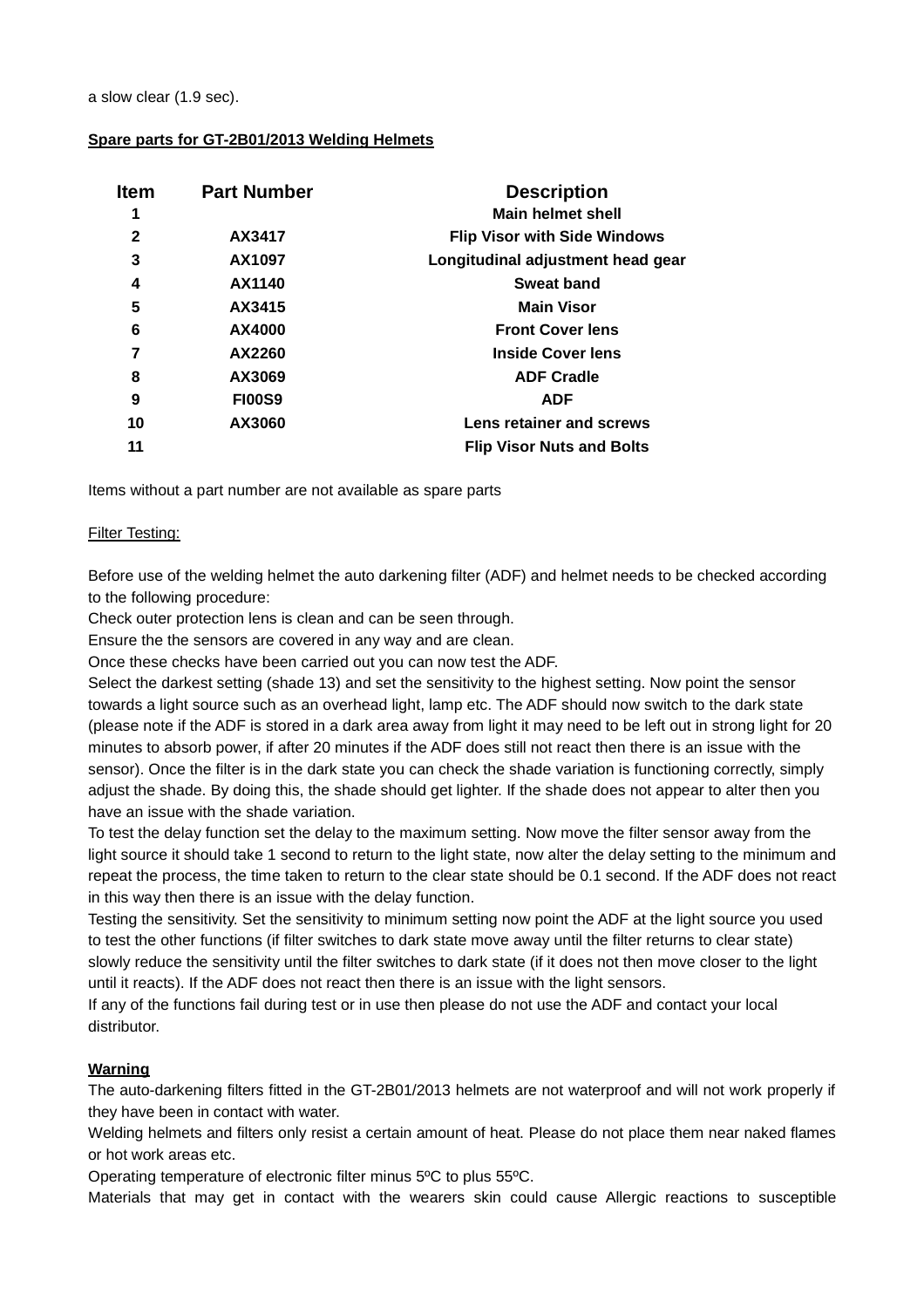a slow clear (1.9 sec).

**Spare parts for GT-2B01/2013 Welding Helmets**

| Item | Part Number | Description |
|---|---|---|
| 1 | | Main helmet shell |
| 2 | AX3417 | Flip Visor with Side Windows |
| 3 | AX1097 | Longitudinal adjustment head gear |
| 4 | AX1140 | Sweat band |
| 5 | AX3415 | Main Visor |
| 6 | AX4000 | Front Cover lens |
| 7 | AX2260 | Inside Cover lens |
| 8 | AX3069 | ADF Cradle |
| 9 | FI00S9 | ADF |
| 10 | AX3060 | Lens retainer and screws |
| 11 | | Flip Visor Nuts and Bolts |

Items without a part number are not available as spare parts

Filter Testing:

Before use of the welding helmet the auto darkening filter (ADF) and helmet needs to be checked according to the following procedure:
Check outer protection lens is clean and can be seen through.
Ensure the the sensors are covered in any way and are clean.
Once these checks have been carried out you can now test the ADF.
Select the darkest setting (shade 13) and set the sensitivity to the highest setting. Now point the sensor towards a light source such as an overhead light, lamp etc. The ADF should now switch to the dark state (please note if the ADF is stored in a dark area away from light it may need to be left out in strong light for 20 minutes to absorb power, if after 20 minutes if the ADF does still not react then there is an issue with the sensor). Once the filter is in the dark state you can check the shade variation is functioning correctly, simply adjust the shade. By doing this, the shade should get lighter. If the shade does not appear to alter then you have an issue with the shade variation.
To test the delay function set the delay to the maximum setting. Now move the filter sensor away from the light source it should take 1 second to return to the light state, now alter the delay setting to the minimum and repeat the process, the time taken to return to the clear state should be 0.1 second. If the ADF does not react in this way then there is an issue with the delay function.
Testing the sensitivity. Set the sensitivity to minimum setting now point the ADF at the light source you used to test the other functions (if filter switches to dark state move away until the filter returns to clear state) slowly reduce the sensitivity until the filter switches to dark state (if it does not then move closer to the light until it reacts). If the ADF does not react then there is an issue with the light sensors.
If any of the functions fail during test or in use then please do not use the ADF and contact your local distributor.

**Warning**

The auto-darkening filters fitted in the GT-2B01/2013 helmets are not waterproof and will not work properly if they have been in contact with water.
Welding helmets and filters only resist a certain amount of heat. Please do not place them near naked flames or hot work areas etc.
Operating temperature of electronic filter minus 5ºC to plus 55ºC.
Materials that may get in contact with the wearers skin could cause Allergic reactions to susceptible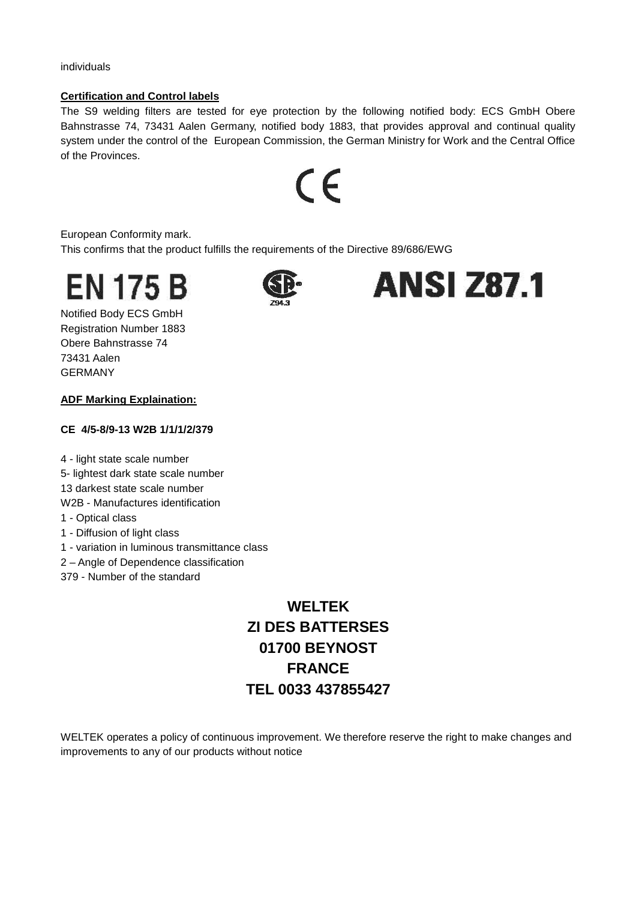individuals

**Certification and Control labels**

The S9 welding filters are tested for eye protection by the following notified body: ECS GmbH Obere Bahnstrasse 74, 73431 Aalen Germany, notified body 1883, that provides approval and continual quality system under the control of the European Commission, the German Ministry for Work and the Central Office of the Provinces.

CE

European Conformity mark.
This confirms that the product fulfills the requirements of the Directive 89/686/EWG

EN 175 B

Z94.3

ANSI Z87.1

Notified Body ECS GmbH
Registration Number 1883
Obere Bahnstrasse 74
73431 Aalen
GERMANY

**ADF Marking Explaination:**

**CE 4/5-8/9-13 W2B 1/1/1/2/379**

4 - light state scale number
5- lightest dark state scale number
13 darkest state scale number
W2B - Manufactures identification
1 - Optical class
1 - Diffusion of light class
1 - variation in luminous transmittance class
2 – Angle of Dependence classification
379 - Number of the standard

**WELTEK**
**ZI DES BATTERSES**
**01700 BEYNOST**
**FRANCE**
**TEL 0033 437855427**

WELTEK operates a policy of continuous improvement. We therefore reserve the right to make changes and improvements to any of our products without notice